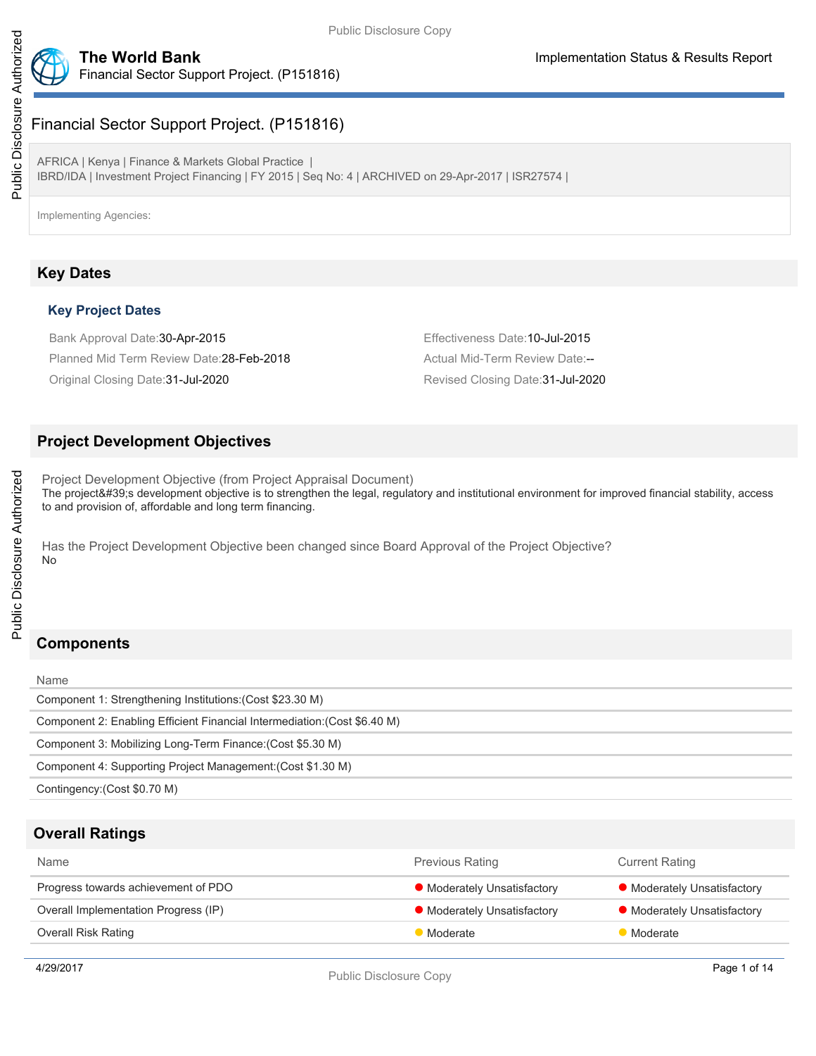# Financial Sector Support Project. (P151816)

AFRICA | Kenya | Finance & Markets Global Practice |
IBRD/IDA | Investment Project Financing | FY 2015 | Seq No: 4 | ARCHIVED on 29-Apr-2017 | ISR27574 |

Implementing Agencies:

## Key Dates

### Key Project Dates

Bank Approval Date:30-Apr-2015

Effectiveness Date:10-Jul-2015

Planned Mid Term Review Date:28-Feb-2018

Actual Mid-Term Review Date:--

Original Closing Date:31-Jul-2020

Revised Closing Date:31-Jul-2020

## Project Development Objectives

Project Development Objective (from Project Appraisal Document)

The project&#39;s development objective is to strengthen the legal, regulatory and institutional environment for improved financial stability, access to and provision of, affordable and long term financing.

Has the Project Development Objective been changed since Board Approval of the Project Objective?

No

## Components

| Name |
|---|
| Component 1: Strengthening Institutions:(Cost $23.30 M) |
| Component 2: Enabling Efficient Financial Intermediation:(Cost $6.40 M) |
| Component 3: Mobilizing Long-Term Finance:(Cost $5.30 M) |
| Component 4: Supporting Project Management:(Cost $1.30 M) |
| Contingency:(Cost $0.70 M) |

## Overall Ratings

| Name | Previous Rating | Current Rating |
|---|---|---|
| Progress towards achievement of PDO | Moderately Unsatisfactory | Moderately Unsatisfactory |
| Overall Implementation Progress (IP) | Moderately Unsatisfactory | Moderately Unsatisfactory |
| Overall Risk Rating | Moderate | Moderate |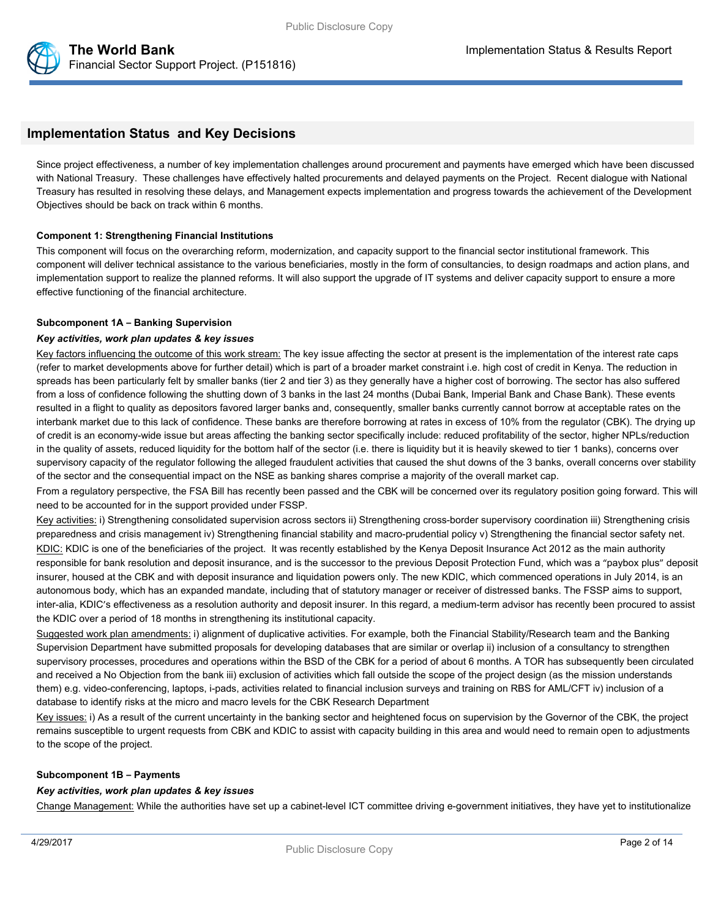## Implementation Status and Key Decisions

Since project effectiveness, a number of key implementation challenges around procurement and payments have emerged which have been discussed with National Treasury. These challenges have effectively halted procurements and delayed payments on the Project. Recent dialogue with National Treasury has resulted in resolving these delays, and Management expects implementation and progress towards the achievement of the Development Objectives should be back on track within 6 months.

**Component 1: Strengthening Financial Institutions**

This component will focus on the overarching reform, modernization, and capacity support to the financial sector institutional framework. This component will deliver technical assistance to the various beneficiaries, mostly in the form of consultancies, to design roadmaps and action plans, and implementation support to realize the planned reforms. It will also support the upgrade of IT systems and deliver capacity support to ensure a more effective functioning of the financial architecture.

**Subcomponent 1A – Banking Supervision**

***Key activities, work plan updates & key issues***

Key factors influencing the outcome of this work stream: The key issue affecting the sector at present is the implementation of the interest rate caps (refer to market developments above for further detail) which is part of a broader market constraint i.e. high cost of credit in Kenya. The reduction in spreads has been particularly felt by smaller banks (tier 2 and tier 3) as they generally have a higher cost of borrowing. The sector has also suffered from a loss of confidence following the shutting down of 3 banks in the last 24 months (Dubai Bank, Imperial Bank and Chase Bank). These events resulted in a flight to quality as depositors favored larger banks and, consequently, smaller banks currently cannot borrow at acceptable rates on the interbank market due to this lack of confidence. These banks are therefore borrowing at rates in excess of 10% from the regulator (CBK). The drying up of credit is an economy-wide issue but areas affecting the banking sector specifically include: reduced profitability of the sector, higher NPLs/reduction in the quality of assets, reduced liquidity for the bottom half of the sector (i.e. there is liquidity but it is heavily skewed to tier 1 banks), concerns over supervisory capacity of the regulator following the alleged fraudulent activities that caused the shut downs of the 3 banks, overall concerns over stability of the sector and the consequential impact on the NSE as banking shares comprise a majority of the overall market cap.

From a regulatory perspective, the FSA Bill has recently been passed and the CBK will be concerned over its regulatory position going forward. This will need to be accounted for in the support provided under FSSP.

Key activities: i) Strengthening consolidated supervision across sectors ii) Strengthening cross-border supervisory coordination iii) Strengthening crisis preparedness and crisis management iv) Strengthening financial stability and macro-prudential policy v) Strengthening the financial sector safety net.

KDIC: KDIC is one of the beneficiaries of the project. It was recently established by the Kenya Deposit Insurance Act 2012 as the main authority responsible for bank resolution and deposit insurance, and is the successor to the previous Deposit Protection Fund, which was a "paybox plus" deposit insurer, housed at the CBK and with deposit insurance and liquidation powers only. The new KDIC, which commenced operations in July 2014, is an autonomous body, which has an expanded mandate, including that of statutory manager or receiver of distressed banks. The FSSP aims to support, inter-alia, KDIC's effectiveness as a resolution authority and deposit insurer. In this regard, a medium-term advisor has recently been procured to assist the KDIC over a period of 18 months in strengthening its institutional capacity.

Suggested work plan amendments: i) alignment of duplicative activities. For example, both the Financial Stability/Research team and the Banking Supervision Department have submitted proposals for developing databases that are similar or overlap ii) inclusion of a consultancy to strengthen supervisory processes, procedures and operations within the BSD of the CBK for a period of about 6 months. A TOR has subsequently been circulated and received a No Objection from the bank iii) exclusion of activities which fall outside the scope of the project design (as the mission understands them) e.g. video-conferencing, laptops, i-pads, activities related to financial inclusion surveys and training on RBS for AML/CFT iv) inclusion of a database to identify risks at the micro and macro levels for the CBK Research Department

Key issues: i) As a result of the current uncertainty in the banking sector and heightened focus on supervision by the Governor of the CBK, the project remains susceptible to urgent requests from CBK and KDIC to assist with capacity building in this area and would need to remain open to adjustments to the scope of the project.

**Subcomponent 1B – Payments**

***Key activities, work plan updates & key issues***

Change Management: While the authorities have set up a cabinet-level ICT committee driving e-government initiatives, they have yet to institutionalize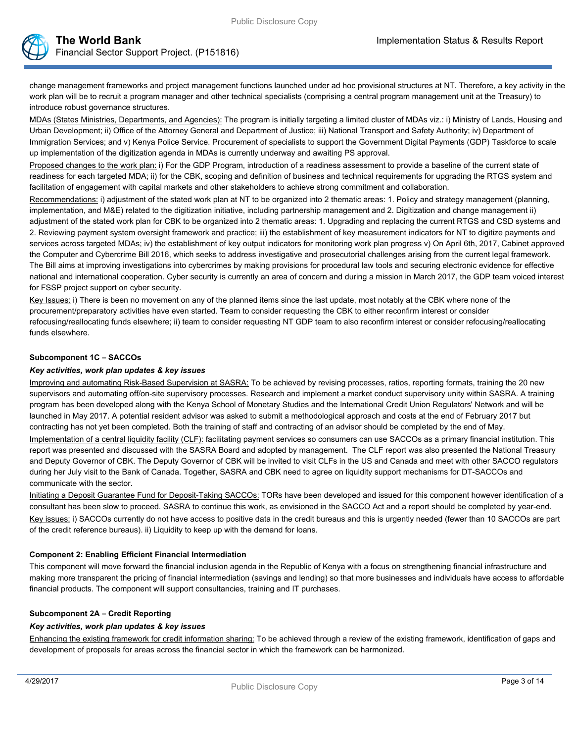change management frameworks and project management functions launched under ad hoc provisional structures at NT. Therefore, a key activity in the work plan will be to recruit a program manager and other technical specialists (comprising a central program management unit at the Treasury) to introduce robust governance structures.

MDAs (States Ministries, Departments, and Agencies): The program is initially targeting a limited cluster of MDAs viz.: i) Ministry of Lands, Housing and Urban Development; ii) Office of the Attorney General and Department of Justice; iii) National Transport and Safety Authority; iv) Department of Immigration Services; and v) Kenya Police Service. Procurement of specialists to support the Government Digital Payments (GDP) Taskforce to scale up implementation of the digitization agenda in MDAs is currently underway and awaiting PS approval.

Proposed changes to the work plan: i) For the GDP Program, introduction of a readiness assessment to provide a baseline of the current state of readiness for each targeted MDA; ii) for the CBK, scoping and definition of business and technical requirements for upgrading the RTGS system and facilitation of engagement with capital markets and other stakeholders to achieve strong commitment and collaboration.

Recommendations: i) adjustment of the stated work plan at NT to be organized into 2 thematic areas: 1. Policy and strategy management (planning, implementation, and M&E) related to the digitization initiative, including partnership management and 2. Digitization and change management ii) adjustment of the stated work plan for CBK to be organized into 2 thematic areas: 1. Upgrading and replacing the current RTGS and CSD systems and 2. Reviewing payment system oversight framework and practice; iii) the establishment of key measurement indicators for NT to digitize payments and services across targeted MDAs; iv) the establishment of key output indicators for monitoring work plan progress v) On April 6th, 2017, Cabinet approved the Computer and Cybercrime Bill 2016, which seeks to address investigative and prosecutorial challenges arising from the current legal framework. The Bill aims at improving investigations into cybercrimes by making provisions for procedural law tools and securing electronic evidence for effective national and international cooperation. Cyber security is currently an area of concern and during a mission in March 2017, the GDP team voiced interest for FSSP project support on cyber security.

Key Issues: i) There is been no movement on any of the planned items since the last update, most notably at the CBK where none of the procurement/preparatory activities have even started. Team to consider requesting the CBK to either reconfirm interest or consider refocusing/reallocating funds elsewhere; ii) team to consider requesting NT GDP team to also reconfirm interest or consider refocusing/reallocating funds elsewhere.

**Subcomponent 1C – SACCOs**

***Key activities, work plan updates & key issues***

Improving and automating Risk-Based Supervision at SASRA: To be achieved by revising processes, ratios, reporting formats, training the 20 new supervisors and automating off/on-site supervisory processes. Research and implement a market conduct supervisory unity within SASRA. A training program has been developed along with the Kenya School of Monetary Studies and the International Credit Union Regulators' Network and will be launched in May 2017. A potential resident advisor was asked to submit a methodological approach and costs at the end of February 2017 but contracting has not yet been completed. Both the training of staff and contracting of an advisor should be completed by the end of May.

Implementation of a central liquidity facility (CLF): facilitating payment services so consumers can use SACCOs as a primary financial institution. This report was presented and discussed with the SASRA Board and adopted by management. The CLF report was also presented the National Treasury and Deputy Governor of CBK. The Deputy Governor of CBK will be invited to visit CLFs in the US and Canada and meet with other SACCO regulators during her July visit to the Bank of Canada. Together, SASRA and CBK need to agree on liquidity support mechanisms for DT-SACCOs and communicate with the sector.

Initiating a Deposit Guarantee Fund for Deposit-Taking SACCOs: TORs have been developed and issued for this component however identification of a consultant has been slow to proceed. SASRA to continue this work, as envisioned in the SACCO Act and a report should be completed by year-end.

Key issues: i) SACCOs currently do not have access to positive data in the credit bureaus and this is urgently needed (fewer than 10 SACCOs are part of the credit reference bureaus). ii) Liquidity to keep up with the demand for loans.

**Component 2: Enabling Efficient Financial Intermediation**

This component will move forward the financial inclusion agenda in the Republic of Kenya with a focus on strengthening financial infrastructure and making more transparent the pricing of financial intermediation (savings and lending) so that more businesses and individuals have access to affordable financial products. The component will support consultancies, training and IT purchases.

**Subcomponent 2A – Credit Reporting**

***Key activities, work plan updates & key issues***

Enhancing the existing framework for credit information sharing: To be achieved through a review of the existing framework, identification of gaps and development of proposals for areas across the financial sector in which the framework can be harmonized.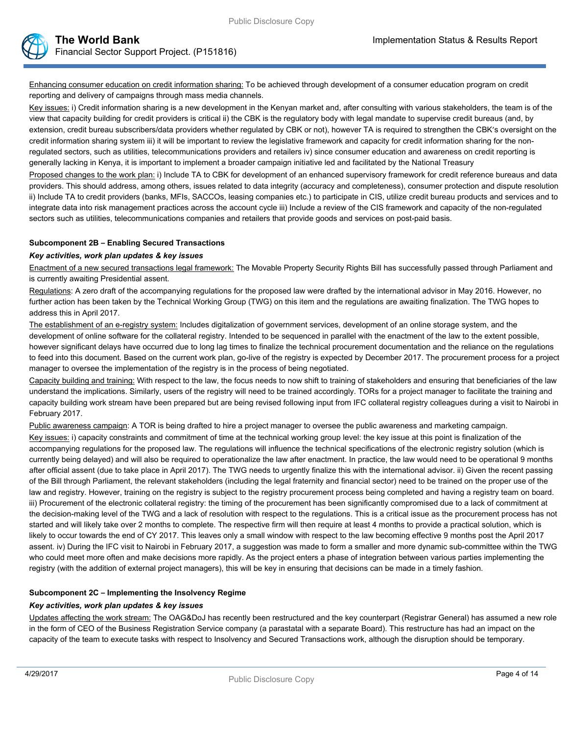Enhancing consumer education on credit information sharing: To be achieved through development of a consumer education program on credit reporting and delivery of campaigns through mass media channels.

Key issues: i) Credit information sharing is a new development in the Kenyan market and, after consulting with various stakeholders, the team is of the view that capacity building for credit providers is critical ii) the CBK is the regulatory body with legal mandate to supervise credit bureaus (and, by extension, credit bureau subscribers/data providers whether regulated by CBK or not), however TA is required to strengthen the CBK's oversight on the credit information sharing system iii) it will be important to review the legislative framework and capacity for credit information sharing for the non-regulated sectors, such as utilities, telecommunications providers and retailers iv) since consumer education and awareness on credit reporting is generally lacking in Kenya, it is important to implement a broader campaign initiative led and facilitated by the National Treasury

Proposed changes to the work plan: i) Include TA to CBK for development of an enhanced supervisory framework for credit reference bureaus and data providers. This should address, among others, issues related to data integrity (accuracy and completeness), consumer protection and dispute resolution ii) Include TA to credit providers (banks, MFIs, SACCOs, leasing companies etc.) to participate in CIS, utilize credit bureau products and services and to integrate data into risk management practices across the account cycle iii) Include a review of the CIS framework and capacity of the non-regulated sectors such as utilities, telecommunications companies and retailers that provide goods and services on post-paid basis.

**Subcomponent 2B – Enabling Secured Transactions**

***Key activities, work plan updates & key issues***

Enactment of a new secured transactions legal framework: The Movable Property Security Rights Bill has successfully passed through Parliament and is currently awaiting Presidential assent.

Regulations: A zero draft of the accompanying regulations for the proposed law were drafted by the international advisor in May 2016. However, no further action has been taken by the Technical Working Group (TWG) on this item and the regulations are awaiting finalization. The TWG hopes to address this in April 2017.

The establishment of an e-registry system: Includes digitalization of government services, development of an online storage system, and the development of online software for the collateral registry. Intended to be sequenced in parallel with the enactment of the law to the extent possible, however significant delays have occurred due to long lag times to finalize the technical procurement documentation and the reliance on the regulations to feed into this document. Based on the current work plan, go-live of the registry is expected by December 2017. The procurement process for a project manager to oversee the implementation of the registry is in the process of being negotiated.

Capacity building and training: With respect to the law, the focus needs to now shift to training of stakeholders and ensuring that beneficiaries of the law understand the implications. Similarly, users of the registry will need to be trained accordingly. TORs for a project manager to facilitate the training and capacity building work stream have been prepared but are being revised following input from IFC collateral registry colleagues during a visit to Nairobi in February 2017.

Public awareness campaign: A TOR is being drafted to hire a project manager to oversee the public awareness and marketing campaign.

Key issues: i) capacity constraints and commitment of time at the technical working group level: the key issue at this point is finalization of the accompanying regulations for the proposed law. The regulations will influence the technical specifications of the electronic registry solution (which is currently being delayed) and will also be required to operationalize the law after enactment. In practice, the law would need to be operational 9 months after official assent (due to take place in April 2017). The TWG needs to urgently finalize this with the international advisor. ii) Given the recent passing of the Bill through Parliament, the relevant stakeholders (including the legal fraternity and financial sector) need to be trained on the proper use of the law and registry. However, training on the registry is subject to the registry procurement process being completed and having a registry team on board. iii) Procurement of the electronic collateral registry: the timing of the procurement has been significantly compromised due to a lack of commitment at the decision-making level of the TWG and a lack of resolution with respect to the regulations. This is a critical issue as the procurement process has not started and will likely take over 2 months to complete. The respective firm will then require at least 4 months to provide a practical solution, which is likely to occur towards the end of CY 2017. This leaves only a small window with respect to the law becoming effective 9 months post the April 2017 assent. iv) During the IFC visit to Nairobi in February 2017, a suggestion was made to form a smaller and more dynamic sub-committee within the TWG who could meet more often and make decisions more rapidly. As the project enters a phase of integration between various parties implementing the registry (with the addition of external project managers), this will be key in ensuring that decisions can be made in a timely fashion.

**Subcomponent 2C – Implementing the Insolvency Regime**

***Key activities, work plan updates & key issues***

Updates affecting the work stream: The OAG&DoJ has recently been restructured and the key counterpart (Registrar General) has assumed a new role in the form of CEO of the Business Registration Service company (a parastatal with a separate Board). This restructure has had an impact on the capacity of the team to execute tasks with respect to Insolvency and Secured Transactions work, although the disruption should be temporary.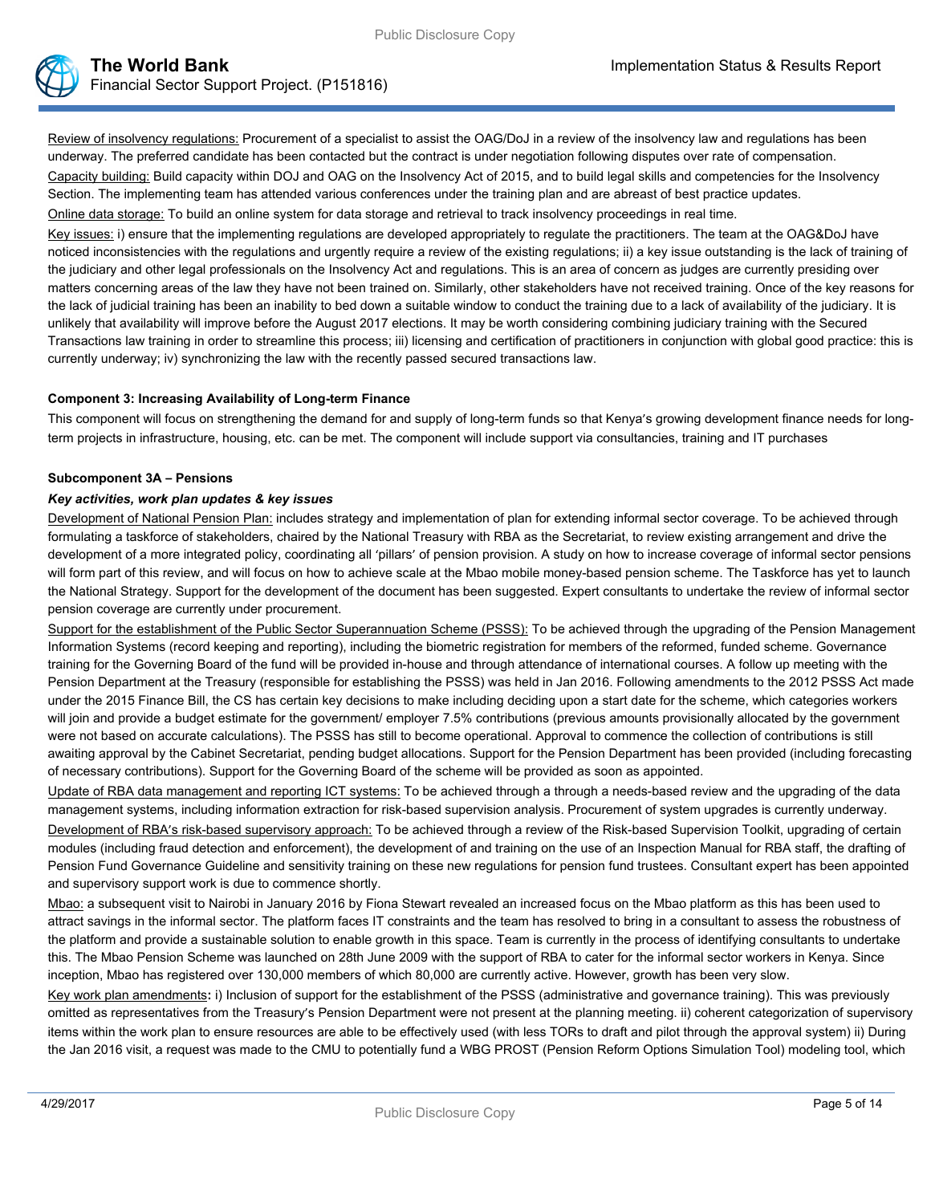Review of insolvency regulations: Procurement of a specialist to assist the OAG/DoJ in a review of the insolvency law and regulations has been underway. The preferred candidate has been contacted but the contract is under negotiation following disputes over rate of compensation.

Capacity building: Build capacity within DOJ and OAG on the Insolvency Act of 2015, and to build legal skills and competencies for the Insolvency Section. The implementing team has attended various conferences under the training plan and are abreast of best practice updates.

Online data storage: To build an online system for data storage and retrieval to track insolvency proceedings in real time.

Key issues: i) ensure that the implementing regulations are developed appropriately to regulate the practitioners. The team at the OAG&DoJ have noticed inconsistencies with the regulations and urgently require a review of the existing regulations; ii) a key issue outstanding is the lack of training of the judiciary and other legal professionals on the Insolvency Act and regulations. This is an area of concern as judges are currently presiding over matters concerning areas of the law they have not been trained on. Similarly, other stakeholders have not received training. Once of the key reasons for the lack of judicial training has been an inability to bed down a suitable window to conduct the training due to a lack of availability of the judiciary. It is unlikely that availability will improve before the August 2017 elections. It may be worth considering combining judiciary training with the Secured Transactions law training in order to streamline this process; iii) licensing and certification of practitioners in conjunction with global good practice: this is currently underway; iv) synchronizing the law with the recently passed secured transactions law.

**Component 3: Increasing Availability of Long-term Finance**

This component will focus on strengthening the demand for and supply of long-term funds so that Kenya's growing development finance needs for long-term projects in infrastructure, housing, etc. can be met. The component will include support via consultancies, training and IT purchases

**Subcomponent 3A – Pensions**

***Key activities, work plan updates & key issues***

Development of National Pension Plan: includes strategy and implementation of plan for extending informal sector coverage. To be achieved through formulating a taskforce of stakeholders, chaired by the National Treasury with RBA as the Secretariat, to review existing arrangement and drive the development of a more integrated policy, coordinating all 'pillars' of pension provision. A study on how to increase coverage of informal sector pensions will form part of this review, and will focus on how to achieve scale at the Mbao mobile money-based pension scheme. The Taskforce has yet to launch the National Strategy. Support for the development of the document has been suggested. Expert consultants to undertake the review of informal sector pension coverage are currently under procurement.

Support for the establishment of the Public Sector Superannuation Scheme (PSSS): To be achieved through the upgrading of the Pension Management Information Systems (record keeping and reporting), including the biometric registration for members of the reformed, funded scheme. Governance training for the Governing Board of the fund will be provided in-house and through attendance of international courses. A follow up meeting with the Pension Department at the Treasury (responsible for establishing the PSSS) was held in Jan 2016. Following amendments to the 2012 PSSS Act made under the 2015 Finance Bill, the CS has certain key decisions to make including deciding upon a start date for the scheme, which categories workers will join and provide a budget estimate for the government/ employer 7.5% contributions (previous amounts provisionally allocated by the government were not based on accurate calculations). The PSSS has still to become operational. Approval to commence the collection of contributions is still awaiting approval by the Cabinet Secretariat, pending budget allocations. Support for the Pension Department has been provided (including forecasting of necessary contributions). Support for the Governing Board of the scheme will be provided as soon as appointed.

Update of RBA data management and reporting ICT systems: To be achieved through a through a needs-based review and the upgrading of the data management systems, including information extraction for risk-based supervision analysis. Procurement of system upgrades is currently underway.

Development of RBA's risk-based supervisory approach: To be achieved through a review of the Risk-based Supervision Toolkit, upgrading of certain modules (including fraud detection and enforcement), the development of and training on the use of an Inspection Manual for RBA staff, the drafting of Pension Fund Governance Guideline and sensitivity training on these new regulations for pension fund trustees. Consultant expert has been appointed and supervisory support work is due to commence shortly.

Mbao: a subsequent visit to Nairobi in January 2016 by Fiona Stewart revealed an increased focus on the Mbao platform as this has been used to attract savings in the informal sector. The platform faces IT constraints and the team has resolved to bring in a consultant to assess the robustness of the platform and provide a sustainable solution to enable growth in this space. Team is currently in the process of identifying consultants to undertake this. The Mbao Pension Scheme was launched on 28th June 2009 with the support of RBA to cater for the informal sector workers in Kenya. Since inception, Mbao has registered over 130,000 members of which 80,000 are currently active. However, growth has been very slow.

Key work plan amendments**:** i) Inclusion of support for the establishment of the PSSS (administrative and governance training). This was previously omitted as representatives from the Treasury's Pension Department were not present at the planning meeting. ii) coherent categorization of supervisory items within the work plan to ensure resources are able to be effectively used (with less TORs to draft and pilot through the approval system) ii) During the Jan 2016 visit, a request was made to the CMU to potentially fund a WBG PROST (Pension Reform Options Simulation Tool) modeling tool, which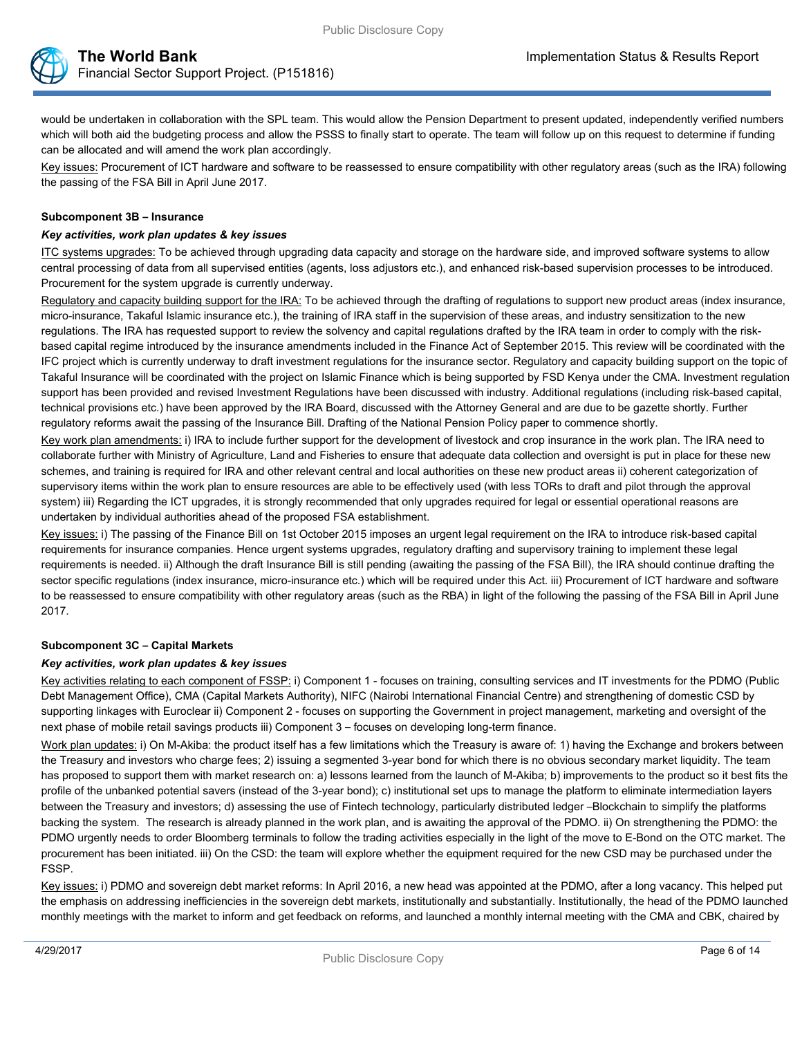would be undertaken in collaboration with the SPL team. This would allow the Pension Department to present updated, independently verified numbers which will both aid the budgeting process and allow the PSSS to finally start to operate. The team will follow up on this request to determine if funding can be allocated and will amend the work plan accordingly.

Key issues: Procurement of ICT hardware and software to be reassessed to ensure compatibility with other regulatory areas (such as the IRA) following the passing of the FSA Bill in April June 2017.

**Subcomponent 3B – Insurance**

***Key activities, work plan updates & key issues***

ITC systems upgrades: To be achieved through upgrading data capacity and storage on the hardware side, and improved software systems to allow central processing of data from all supervised entities (agents, loss adjustors etc.), and enhanced risk-based supervision processes to be introduced. Procurement for the system upgrade is currently underway.

Regulatory and capacity building support for the IRA: To be achieved through the drafting of regulations to support new product areas (index insurance, micro-insurance, Takaful Islamic insurance etc.), the training of IRA staff in the supervision of these areas, and industry sensitization to the new regulations. The IRA has requested support to review the solvency and capital regulations drafted by the IRA team in order to comply with the risk-based capital regime introduced by the insurance amendments included in the Finance Act of September 2015. This review will be coordinated with the IFC project which is currently underway to draft investment regulations for the insurance sector. Regulatory and capacity building support on the topic of Takaful Insurance will be coordinated with the project on Islamic Finance which is being supported by FSD Kenya under the CMA. Investment regulation support has been provided and revised Investment Regulations have been discussed with industry. Additional regulations (including risk-based capital, technical provisions etc.) have been approved by the IRA Board, discussed with the Attorney General and are due to be gazette shortly. Further regulatory reforms await the passing of the Insurance Bill. Drafting of the National Pension Policy paper to commence shortly.

Key work plan amendments: i) IRA to include further support for the development of livestock and crop insurance in the work plan. The IRA need to collaborate further with Ministry of Agriculture, Land and Fisheries to ensure that adequate data collection and oversight is put in place for these new schemes, and training is required for IRA and other relevant central and local authorities on these new product areas ii) coherent categorization of supervisory items within the work plan to ensure resources are able to be effectively used (with less TORs to draft and pilot through the approval system) iii) Regarding the ICT upgrades, it is strongly recommended that only upgrades required for legal or essential operational reasons are undertaken by individual authorities ahead of the proposed FSA establishment.

Key issues: i) The passing of the Finance Bill on 1st October 2015 imposes an urgent legal requirement on the IRA to introduce risk-based capital requirements for insurance companies. Hence urgent systems upgrades, regulatory drafting and supervisory training to implement these legal requirements is needed. ii) Although the draft Insurance Bill is still pending (awaiting the passing of the FSA Bill), the IRA should continue drafting the sector specific regulations (index insurance, micro-insurance etc.) which will be required under this Act. iii) Procurement of ICT hardware and software to be reassessed to ensure compatibility with other regulatory areas (such as the RBA) in light of the following the passing of the FSA Bill in April June 2017.

**Subcomponent 3C – Capital Markets**

***Key activities, work plan updates & key issues***

Key activities relating to each component of FSSP: i) Component 1 - focuses on training, consulting services and IT investments for the PDMO (Public Debt Management Office), CMA (Capital Markets Authority), NIFC (Nairobi International Financial Centre) and strengthening of domestic CSD by supporting linkages with Euroclear ii) Component 2 - focuses on supporting the Government in project management, marketing and oversight of the next phase of mobile retail savings products iii) Component 3 – focuses on developing long-term finance.

Work plan updates: i) On M-Akiba: the product itself has a few limitations which the Treasury is aware of: 1) having the Exchange and brokers between the Treasury and investors who charge fees; 2) issuing a segmented 3-year bond for which there is no obvious secondary market liquidity. The team has proposed to support them with market research on: a) lessons learned from the launch of M-Akiba; b) improvements to the product so it best fits the profile of the unbanked potential savers (instead of the 3-year bond); c) institutional set ups to manage the platform to eliminate intermediation layers between the Treasury and investors; d) assessing the use of Fintech technology, particularly distributed ledger –Blockchain to simplify the platforms backing the system. The research is already planned in the work plan, and is awaiting the approval of the PDMO. ii) On strengthening the PDMO: the PDMO urgently needs to order Bloomberg terminals to follow the trading activities especially in the light of the move to E-Bond on the OTC market. The procurement has been initiated. iii) On the CSD: the team will explore whether the equipment required for the new CSD may be purchased under the FSSP.

Key issues: i) PDMO and sovereign debt market reforms: In April 2016, a new head was appointed at the PDMO, after a long vacancy. This helped put the emphasis on addressing inefficiencies in the sovereign debt markets, institutionally and substantially. Institutionally, the head of the PDMO launched monthly meetings with the market to inform and get feedback on reforms, and launched a monthly internal meeting with the CMA and CBK, chaired by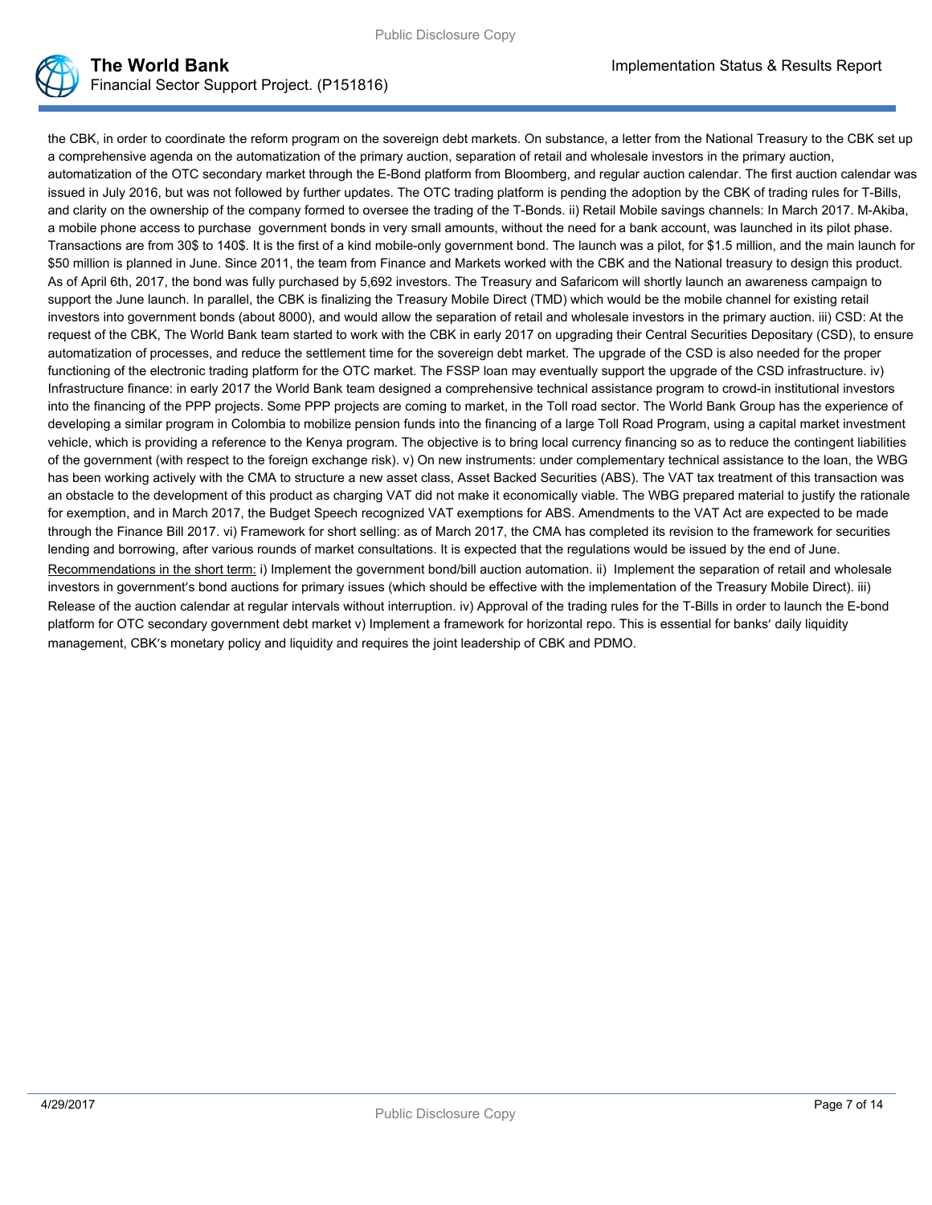the CBK, in order to coordinate the reform program on the sovereign debt markets. On substance, a letter from the National Treasury to the CBK set up a comprehensive agenda on the automatization of the primary auction, separation of retail and wholesale investors in the primary auction, automatization of the OTC secondary market through the E-Bond platform from Bloomberg, and regular auction calendar. The first auction calendar was issued in July 2016, but was not followed by further updates. The OTC trading platform is pending the adoption by the CBK of trading rules for T-Bills, and clarity on the ownership of the company formed to oversee the trading of the T-Bonds. ii) Retail Mobile savings channels: In March 2017. M-Akiba, a mobile phone access to purchase government bonds in very small amounts, without the need for a bank account, was launched in its pilot phase. Transactions are from 30$ to 140$. It is the first of a kind mobile-only government bond. The launch was a pilot, for $1.5 million, and the main launch for $50 million is planned in June. Since 2011, the team from Finance and Markets worked with the CBK and the National treasury to design this product. As of April 6th, 2017, the bond was fully purchased by 5,692 investors. The Treasury and Safaricom will shortly launch an awareness campaign to support the June launch. In parallel, the CBK is finalizing the Treasury Mobile Direct (TMD) which would be the mobile channel for existing retail investors into government bonds (about 8000), and would allow the separation of retail and wholesale investors in the primary auction. iii) CSD: At the request of the CBK, The World Bank team started to work with the CBK in early 2017 on upgrading their Central Securities Depositary (CSD), to ensure automatization of processes, and reduce the settlement time for the sovereign debt market. The upgrade of the CSD is also needed for the proper functioning of the electronic trading platform for the OTC market. The FSSP loan may eventually support the upgrade of the CSD infrastructure. iv) Infrastructure finance: in early 2017 the World Bank team designed a comprehensive technical assistance program to crowd-in institutional investors into the financing of the PPP projects. Some PPP projects are coming to market, in the Toll road sector. The World Bank Group has the experience of developing a similar program in Colombia to mobilize pension funds into the financing of a large Toll Road Program, using a capital market investment vehicle, which is providing a reference to the Kenya program. The objective is to bring local currency financing so as to reduce the contingent liabilities of the government (with respect to the foreign exchange risk). v) On new instruments: under complementary technical assistance to the loan, the WBG has been working actively with the CMA to structure a new asset class, Asset Backed Securities (ABS). The VAT tax treatment of this transaction was an obstacle to the development of this product as charging VAT did not make it economically viable. The WBG prepared material to justify the rationale for exemption, and in March 2017, the Budget Speech recognized VAT exemptions for ABS. Amendments to the VAT Act are expected to be made through the Finance Bill 2017. vi) Framework for short selling: as of March 2017, the CMA has completed its revision to the framework for securities lending and borrowing, after various rounds of market consultations. It is expected that the regulations would be issued by the end of June.

<u>Recommendations in the short term:</u> i) Implement the government bond/bill auction automation. ii) Implement the separation of retail and wholesale investors in government's bond auctions for primary issues (which should be effective with the implementation of the Treasury Mobile Direct). iii) Release of the auction calendar at regular intervals without interruption. iv) Approval of the trading rules for the T-Bills in order to launch the E-bond platform for OTC secondary government debt market v) Implement a framework for horizontal repo. This is essential for banks' daily liquidity management, CBK's monetary policy and liquidity and requires the joint leadership of CBK and PDMO.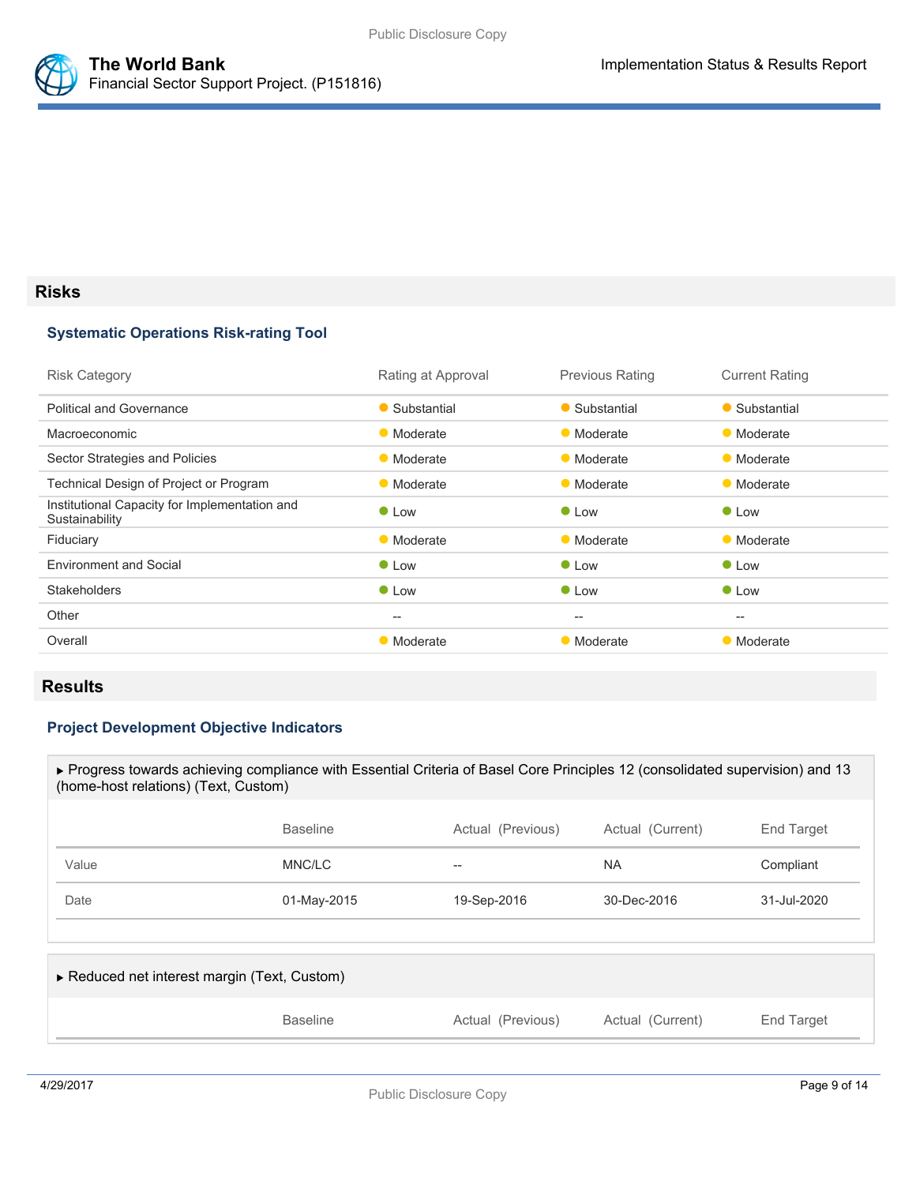## Risks

### Systematic Operations Risk-rating Tool

| Risk Category | Rating at Approval | Previous Rating | Current Rating |
|---|---|---|---|
| Political and Governance | Substantial | Substantial | Substantial |
| Macroeconomic | Moderate | Moderate | Moderate |
| Sector Strategies and Policies | Moderate | Moderate | Moderate |
| Technical Design of Project or Program | Moderate | Moderate | Moderate |
| Institutional Capacity for Implementation and Sustainability | Low | Low | Low |
| Fiduciary | Moderate | Moderate | Moderate |
| Environment and Social | Low | Low | Low |
| Stakeholders | Low | Low | Low |
| Other | -- | -- | -- |
| Overall | Moderate | Moderate | Moderate |

## Results

### Project Development Objective Indicators

▸ Progress towards achieving compliance with Essential Criteria of Basel Core Principles 12 (consolidated supervision) and 13 (home-host relations) (Text, Custom)

| | Baseline | Actual (Previous) | Actual (Current) | End Target |
|---|---|---|---|---|
| Value | MNC/LC | -- | NA | Compliant |
| Date | 01-May-2015 | 19-Sep-2016 | 30-Dec-2016 | 31-Jul-2020 |

▸ Reduced net interest margin (Text, Custom)

| | Baseline | Actual (Previous) | Actual (Current) | End Target |
|---|---|---|---|---|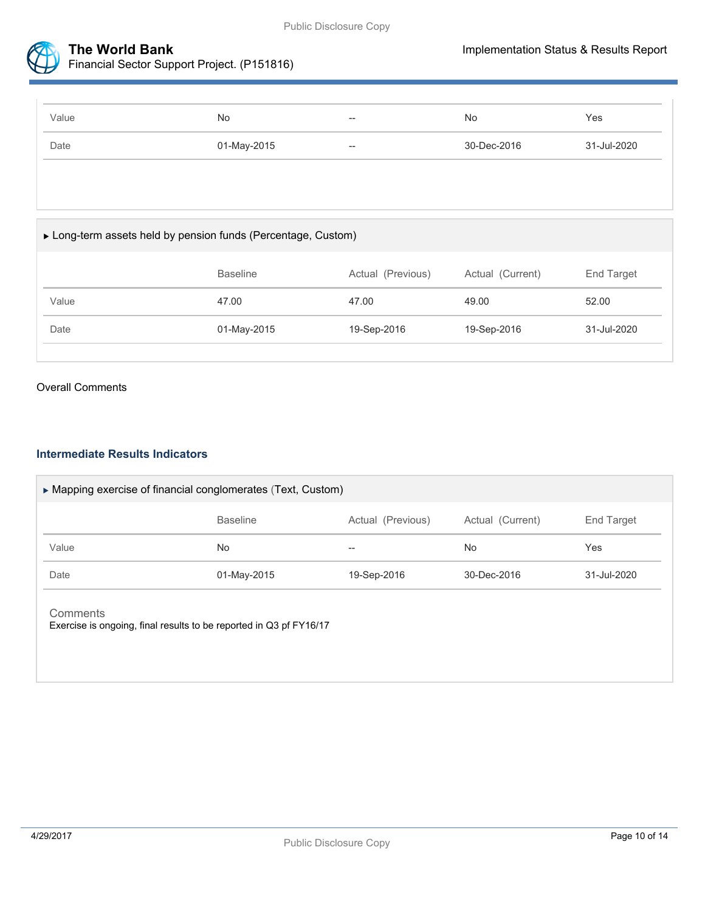| | Baseline | Actual (Previous) | Actual (Current) | End Target |
|---|---|---|---|---|
| Value | No | -- | No | Yes |
| Date | 01-May-2015 | -- | 30-Dec-2016 | 31-Jul-2020 |

▶ Long-term assets held by pension funds (Percentage, Custom)

| | Baseline | Actual (Previous) | Actual (Current) | End Target |
|---|---|---|---|---|
| Value | 47.00 | 47.00 | 49.00 | 52.00 |
| Date | 01-May-2015 | 19-Sep-2016 | 19-Sep-2016 | 31-Jul-2020 |

Overall Comments

### Intermediate Results Indicators

▶ Mapping exercise of financial conglomerates (Text, Custom)

| | Baseline | Actual (Previous) | Actual (Current) | End Target |
|---|---|---|---|---|
| Value | No | -- | No | Yes |
| Date | 01-May-2015 | 19-Sep-2016 | 30-Dec-2016 | 31-Jul-2020 |

Comments

Exercise is ongoing, final results to be reported in Q3 pf FY16/17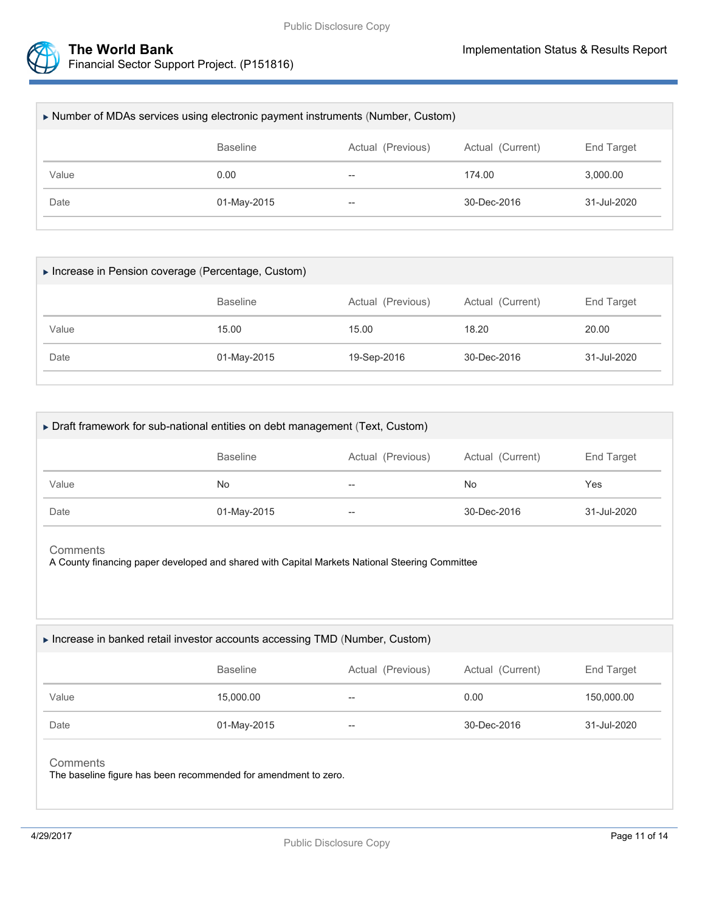▸ Number of MDAs services using electronic payment instruments (Number, Custom)

| | Baseline | Actual (Previous) | Actual (Current) | End Target |
|---|---|---|---|---|
| Value | 0.00 | -- | 174.00 | 3,000.00 |
| Date | 01-May-2015 | -- | 30-Dec-2016 | 31-Jul-2020 |

▸ Increase in Pension coverage (Percentage, Custom)

| | Baseline | Actual (Previous) | Actual (Current) | End Target |
|---|---|---|---|---|
| Value | 15.00 | 15.00 | 18.20 | 20.00 |
| Date | 01-May-2015 | 19-Sep-2016 | 30-Dec-2016 | 31-Jul-2020 |

▸ Draft framework for sub-national entities on debt management (Text, Custom)

| | Baseline | Actual (Previous) | Actual (Current) | End Target |
|---|---|---|---|---|
| Value | No | -- | No | Yes |
| Date | 01-May-2015 | -- | 30-Dec-2016 | 31-Jul-2020 |

Comments

A County financing paper developed and shared with Capital Markets National Steering Committee

▸ Increase in banked retail investor accounts accessing TMD (Number, Custom)

| | Baseline | Actual (Previous) | Actual (Current) | End Target |
|---|---|---|---|---|
| Value | 15,000.00 | -- | 0.00 | 150,000.00 |
| Date | 01-May-2015 | -- | 30-Dec-2016 | 31-Jul-2020 |

Comments

The baseline figure has been recommended for amendment to zero.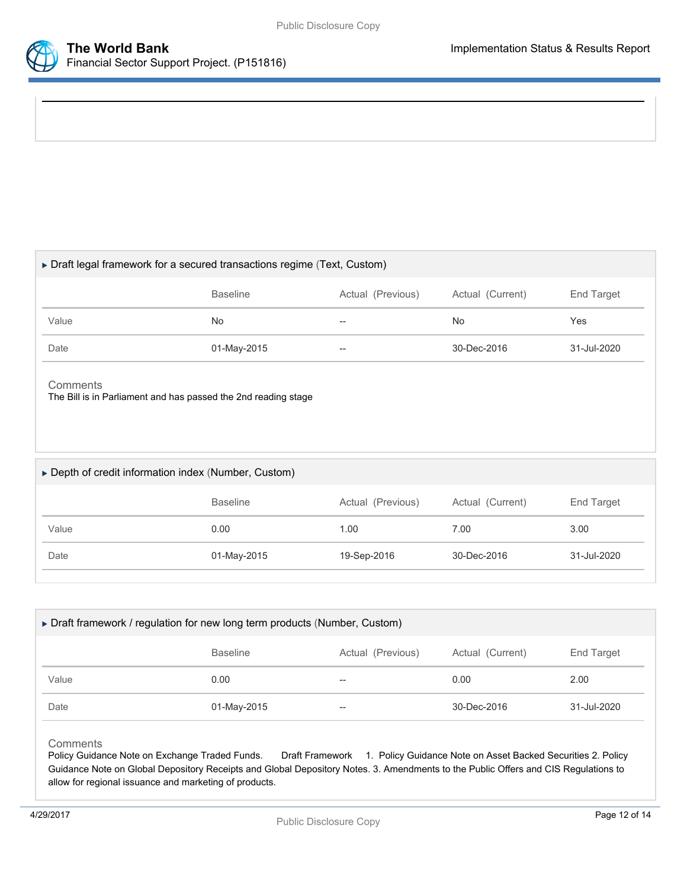### ▸ Draft legal framework for a secured transactions regime (Text, Custom)

| | Baseline | Actual (Previous) | Actual (Current) | End Target |
|---|---|---|---|---|
| Value | No | -- | No | Yes |
| Date | 01-May-2015 | -- | 30-Dec-2016 | 31-Jul-2020 |

**Comments**

The Bill is in Parliament and has passed the 2nd reading stage

### ▸ Depth of credit information index (Number, Custom)

| | Baseline | Actual (Previous) | Actual (Current) | End Target |
|---|---|---|---|---|
| Value | 0.00 | 1.00 | 7.00 | 3.00 |
| Date | 01-May-2015 | 19-Sep-2016 | 30-Dec-2016 | 31-Jul-2020 |

### ▸ Draft framework / regulation for new long term products (Number, Custom)

| | Baseline | Actual (Previous) | Actual (Current) | End Target |
|---|---|---|---|---|
| Value | 0.00 | -- | 0.00 | 2.00 |
| Date | 01-May-2015 | -- | 30-Dec-2016 | 31-Jul-2020 |

**Comments**

Policy Guidance Note on Exchange Traded Funds. Draft Framework 1. Policy Guidance Note on Asset Backed Securities 2. Policy Guidance Note on Global Depository Receipts and Global Depository Notes. 3. Amendments to the Public Offers and CIS Regulations to allow for regional issuance and marketing of products.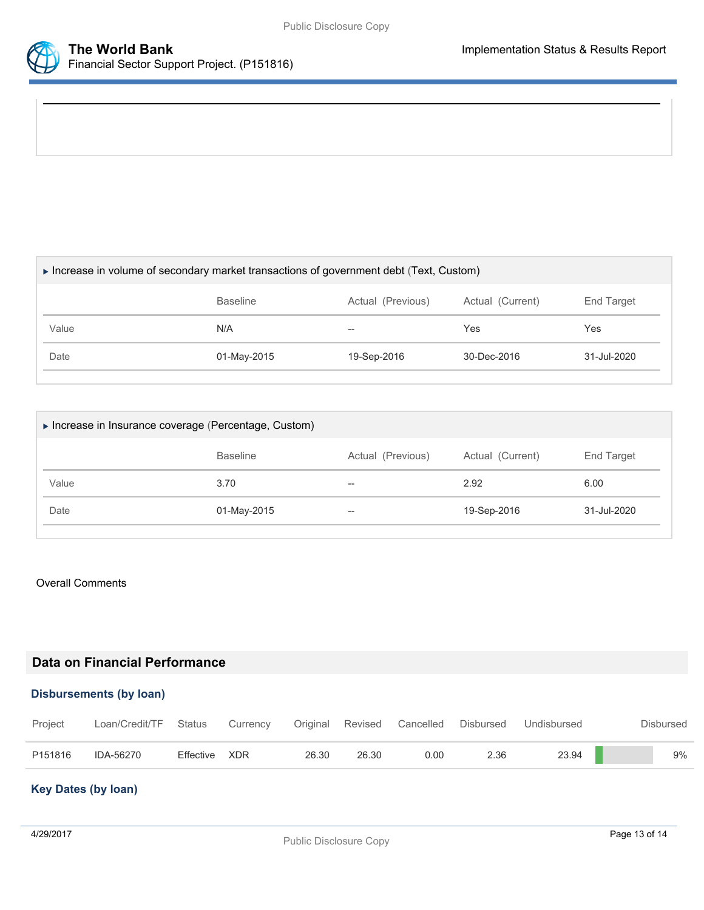▸ Increase in volume of secondary market transactions of government debt (Text, Custom)

| | Baseline | Actual (Previous) | Actual (Current) | End Target |
|---|---|---|---|---|
| Value | N/A | -- | Yes | Yes |
| Date | 01-May-2015 | 19-Sep-2016 | 30-Dec-2016 | 31-Jul-2020 |

▸ Increase in Insurance coverage (Percentage, Custom)

| | Baseline | Actual (Previous) | Actual (Current) | End Target |
|---|---|---|---|---|
| Value | 3.70 | -- | 2.92 | 6.00 |
| Date | 01-May-2015 | -- | 19-Sep-2016 | 31-Jul-2020 |

Overall Comments

## Data on Financial Performance

### Disbursements (by loan)

| Project | Loan/Credit/TF | Status | Currency | Original | Revised | Cancelled | Disbursed | Undisbursed | Disbursed |
|---|---|---|---|---|---|---|---|---|---|
| P151816 | IDA-56270 | Effective | XDR | 26.30 | 26.30 | 0.00 | 2.36 | 23.94 | 9% |

### Key Dates (by loan)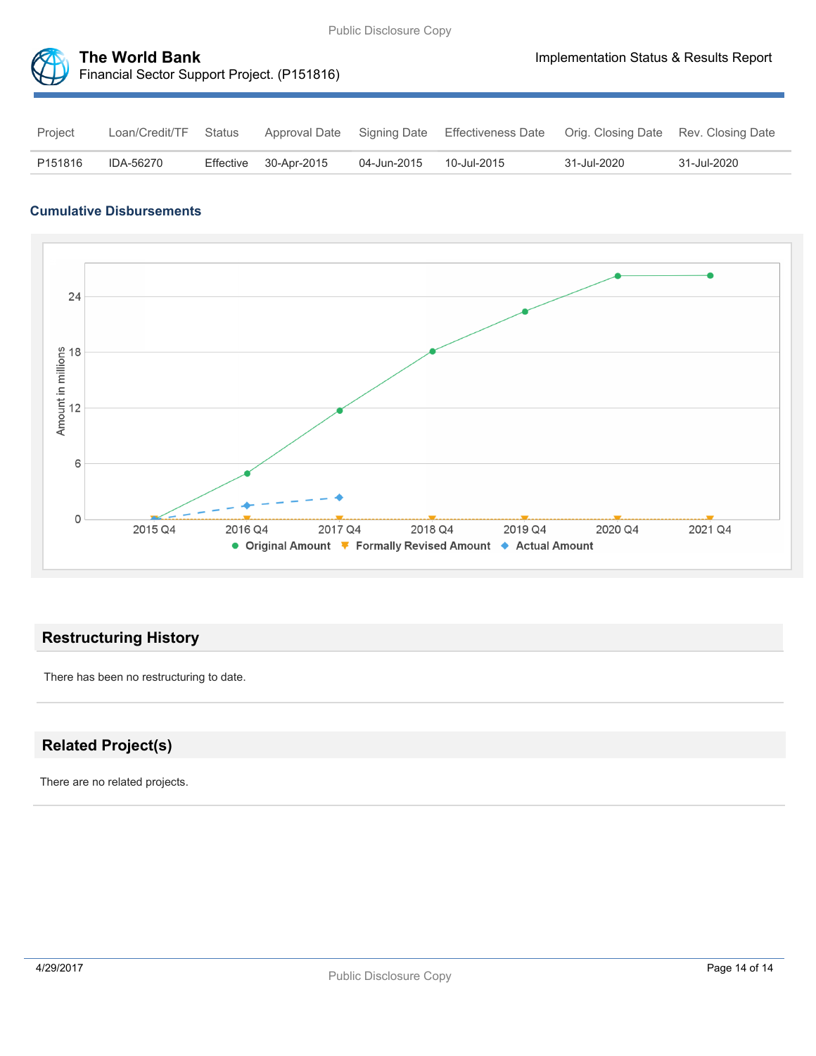| Project | Loan/Credit/TF | Status | Approval Date | Signing Date | Effectiveness Date | Orig. Closing Date | Rev. Closing Date |
| --- | --- | --- | --- | --- | --- | --- | --- |
| P151816 | IDA-56270 | Effective | 30-Apr-2015 | 04-Jun-2015 | 10-Jul-2015 | 31-Jul-2020 | 31-Jul-2020 |

### Cumulative Disbursements

Amount in millions

24
18
12
6
0

2015 Q4 2016 Q4 2017 Q4 2018 Q4 2019 Q4 2020 Q4 2021 Q4

Original Amount
Formally Revised Amount
Actual Amount

## Restructuring History

There has been no restructuring to date.

## Related Project(s)

There are no related projects.